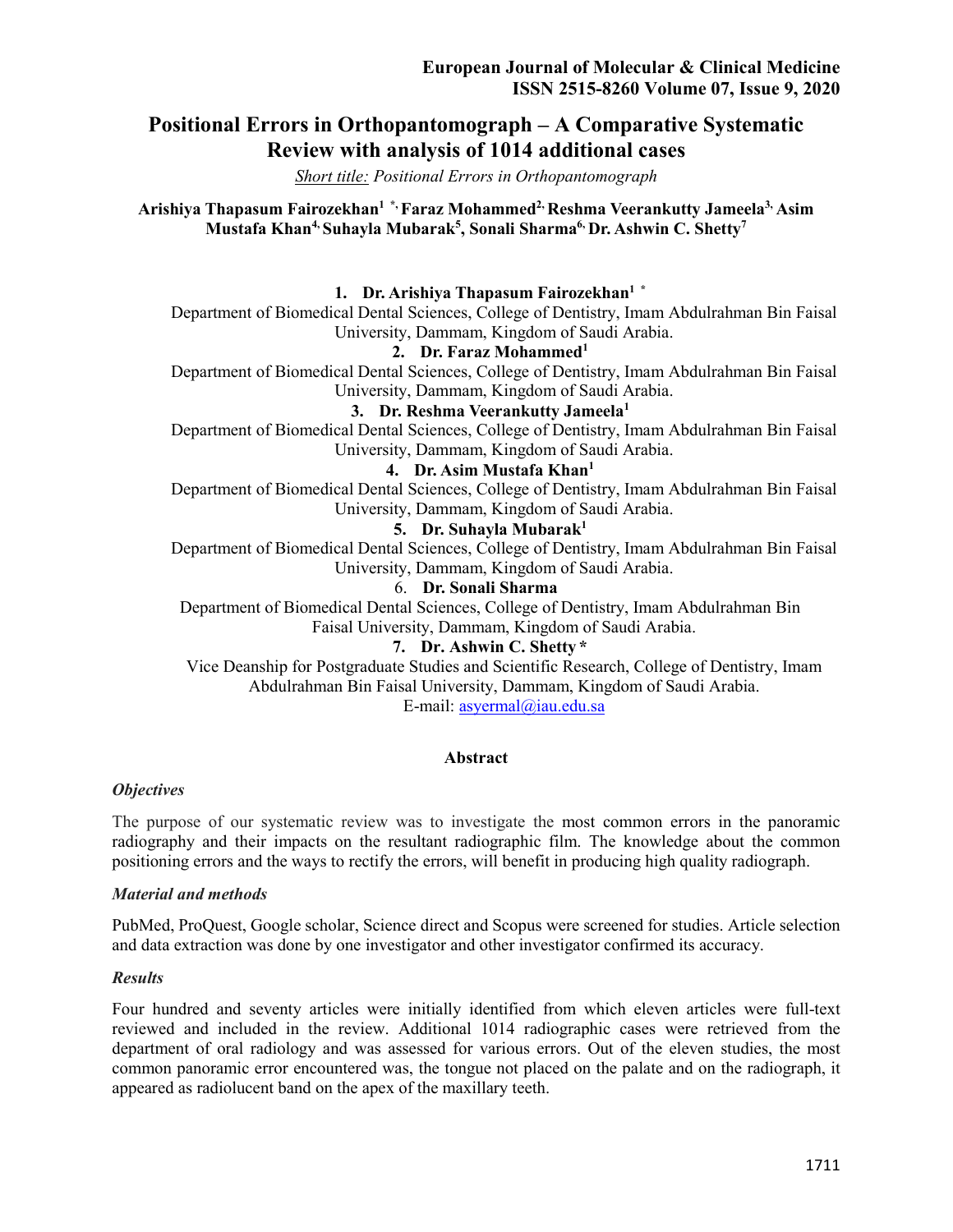# Positional Errors in Orthopantomograph – A Comparative Systematic Review with analysis of 1014 additional cases

*Short title: Positional Errors in Orthopantomograph*

**Arishiya Thapasum Fairozekhan[1 *], Faraz Mohammed[2], Reshma Veerankutty Jameela[3], Asim Mustafa Khan[4], Suhayla Mubarak[5], Sonali Sharma[6], Dr. Ashwin C. Shetty[7]**

1. **Dr. Arishiya Thapasum Fairozekhan[1 *]**
Department of Biomedical Dental Sciences, College of Dentistry, Imam Abdulrahman Bin Faisal University, Dammam, Kingdom of Saudi Arabia.
2. **Dr. Faraz Mohammed[1]**
Department of Biomedical Dental Sciences, College of Dentistry, Imam Abdulrahman Bin Faisal University, Dammam, Kingdom of Saudi Arabia.
3. **Dr. Reshma Veerankutty Jameela[1]**
Department of Biomedical Dental Sciences, College of Dentistry, Imam Abdulrahman Bin Faisal University, Dammam, Kingdom of Saudi Arabia.
4. **Dr. Asim Mustafa Khan[1]**
Department of Biomedical Dental Sciences, College of Dentistry, Imam Abdulrahman Bin Faisal University, Dammam, Kingdom of Saudi Arabia.
5. **Dr. Suhayla Mubarak[1]**
Department of Biomedical Dental Sciences, College of Dentistry, Imam Abdulrahman Bin Faisal University, Dammam, Kingdom of Saudi Arabia.
6. **Dr. Sonali Sharma**
Department of Biomedical Dental Sciences, College of Dentistry, Imam Abdulrahman Bin Faisal University, Dammam, Kingdom of Saudi Arabia.
7. **Dr. Ashwin C. Shetty \***
Vice Deanship for Postgraduate Studies and Scientific Research, College of Dentistry, Imam Abdulrahman Bin Faisal University, Dammam, Kingdom of Saudi Arabia.
E-mail: asyermal@iau.edu.sa

## Abstract

### *Objectives*

The purpose of our systematic review was to investigate the most common errors in the panoramic radiography and their impacts on the resultant radiographic film. The knowledge about the common positioning errors and the ways to rectify the errors, will benefit in producing high quality radiograph.

### *Material and methods*

PubMed, ProQuest, Google scholar, Science direct and Scopus were screened for studies. Article selection and data extraction was done by one investigator and other investigator confirmed its accuracy.

### *Results*

Four hundred and seventy articles were initially identified from which eleven articles were full-text reviewed and included in the review. Additional 1014 radiographic cases were retrieved from the department of oral radiology and was assessed for various errors. Out of the eleven studies, the most common panoramic error encountered was, the tongue not placed on the palate and on the radiograph, it appeared as radiolucent band on the apex of the maxillary teeth.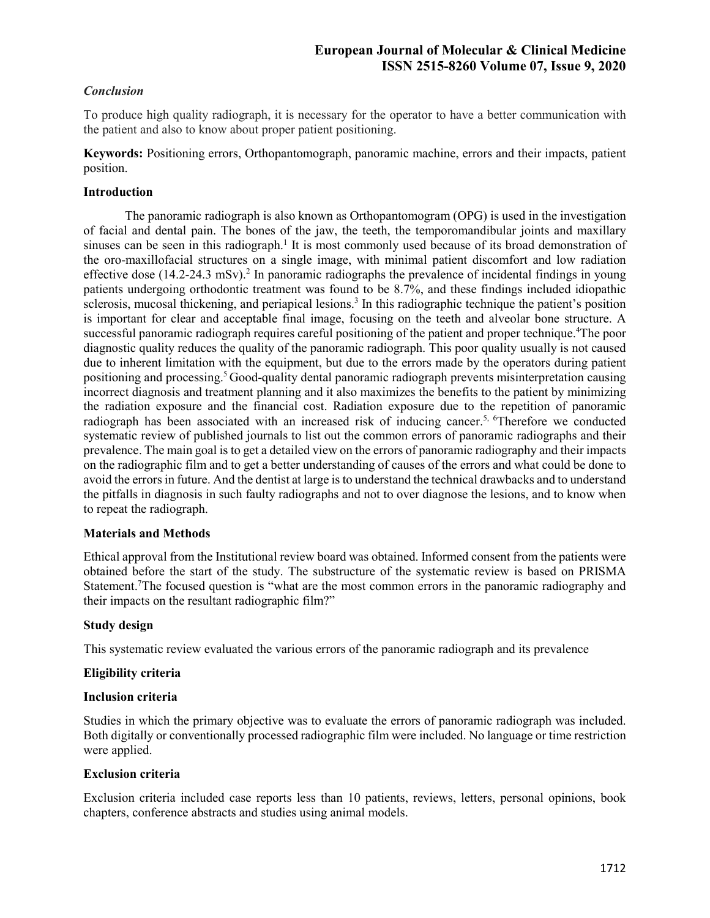*Conclusion*

To produce high quality radiograph, it is necessary for the operator to have a better communication with the patient and also to know about proper patient positioning.

**Keywords:** Positioning errors, Orthopantomograph, panoramic machine, errors and their impacts, patient position.

## Introduction

The panoramic radiograph is also known as Orthopantomogram (OPG) is used in the investigation of facial and dental pain. The bones of the jaw, the teeth, the temporomandibular joints and maxillary sinuses can be seen in this radiograph.[1] It is most commonly used because of its broad demonstration of the oro-maxillofacial structures on a single image, with minimal patient discomfort and low radiation effective dose (14.2-24.3 mSv).[2] In panoramic radiographs the prevalence of incidental findings in young patients undergoing orthodontic treatment was found to be 8.7%, and these findings included idiopathic sclerosis, mucosal thickening, and periapical lesions.[3] In this radiographic technique the patient's position is important for clear and acceptable final image, focusing on the teeth and alveolar bone structure. A successful panoramic radiograph requires careful positioning of the patient and proper technique.[4]The poor diagnostic quality reduces the quality of the panoramic radiograph. This poor quality usually is not caused due to inherent limitation with the equipment, but due to the errors made by the operators during patient positioning and processing.[5] Good-quality dental panoramic radiograph prevents misinterpretation causing incorrect diagnosis and treatment planning and it also maximizes the benefits to the patient by minimizing the radiation exposure and the financial cost. Radiation exposure due to the repetition of panoramic radiograph has been associated with an increased risk of inducing cancer.[5, 6]Therefore we conducted systematic review of published journals to list out the common errors of panoramic radiographs and their prevalence. The main goal is to get a detailed view on the errors of panoramic radiography and their impacts on the radiographic film and to get a better understanding of causes of the errors and what could be done to avoid the errors in future. And the dentist at large is to understand the technical drawbacks and to understand the pitfalls in diagnosis in such faulty radiographs and not to over diagnose the lesions, and to know when to repeat the radiograph.

## Materials and Methods

Ethical approval from the Institutional review board was obtained. Informed consent from the patients were obtained before the start of the study. The substructure of the systematic review is based on PRISMA Statement.[7]The focused question is "what are the most common errors in the panoramic radiography and their impacts on the resultant radiographic film?"

### Study design

This systematic review evaluated the various errors of the panoramic radiograph and its prevalence

### Eligibility criteria

#### Inclusion criteria

Studies in which the primary objective was to evaluate the errors of panoramic radiograph was included. Both digitally or conventionally processed radiographic film were included. No language or time restriction were applied.

#### Exclusion criteria

Exclusion criteria included case reports less than 10 patients, reviews, letters, personal opinions, book chapters, conference abstracts and studies using animal models.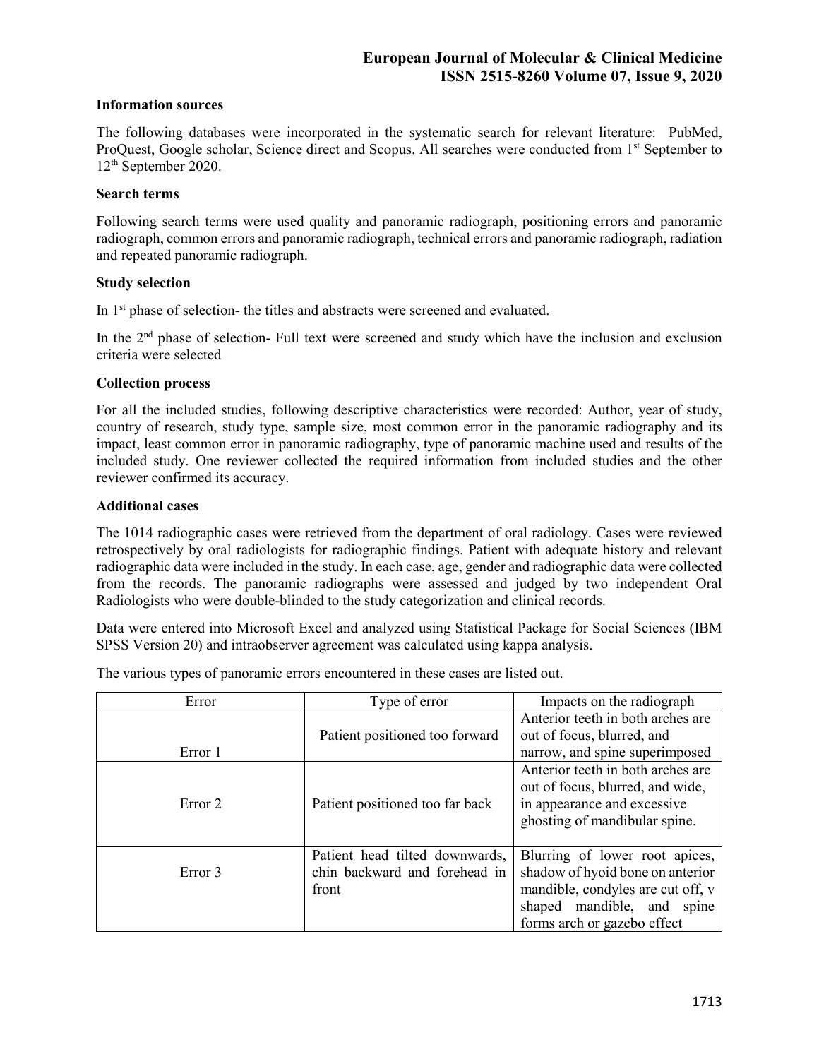### Information sources

The following databases were incorporated in the systematic search for relevant literature: PubMed, ProQuest, Google scholar, Science direct and Scopus. All searches were conducted from 1st September to 12th September 2020.

### Search terms

Following search terms were used quality and panoramic radiograph, positioning errors and panoramic radiograph, common errors and panoramic radiograph, technical errors and panoramic radiograph, radiation and repeated panoramic radiograph.

### Study selection

In 1st phase of selection- the titles and abstracts were screened and evaluated.

In the 2nd phase of selection- Full text were screened and study which have the inclusion and exclusion criteria were selected

### Collection process

For all the included studies, following descriptive characteristics were recorded: Author, year of study, country of research, study type, sample size, most common error in the panoramic radiography and its impact, least common error in panoramic radiography, type of panoramic machine used and results of the included study. One reviewer collected the required information from included studies and the other reviewer confirmed its accuracy.

### Additional cases

The 1014 radiographic cases were retrieved from the department of oral radiology. Cases were reviewed retrospectively by oral radiologists for radiographic findings. Patient with adequate history and relevant radiographic data were included in the study. In each case, age, gender and radiographic data were collected from the records. The panoramic radiographs were assessed and judged by two independent Oral Radiologists who were double-blinded to the study categorization and clinical records.

Data were entered into Microsoft Excel and analyzed using Statistical Package for Social Sciences (IBM SPSS Version 20) and intraobserver agreement was calculated using kappa analysis.

The various types of panoramic errors encountered in these cases are listed out.

| Error | Type of error | Impacts on the radiograph |
|---|---|---|
| Error 1 | Patient positioned too forward | Anterior teeth in both arches are out of focus, blurred, and narrow, and spine superimposed |
| Error 2 | Patient positioned too far back | Anterior teeth in both arches are out of focus, blurred, and wide, in appearance and excessive ghosting of mandibular spine. |
| Error 3 | Patient head tilted downwards, chin backward and forehead in front | Blurring of lower root apices, shadow of hyoid bone on anterior mandible, condyles are cut off, v shaped mandible, and spine forms arch or gazebo effect |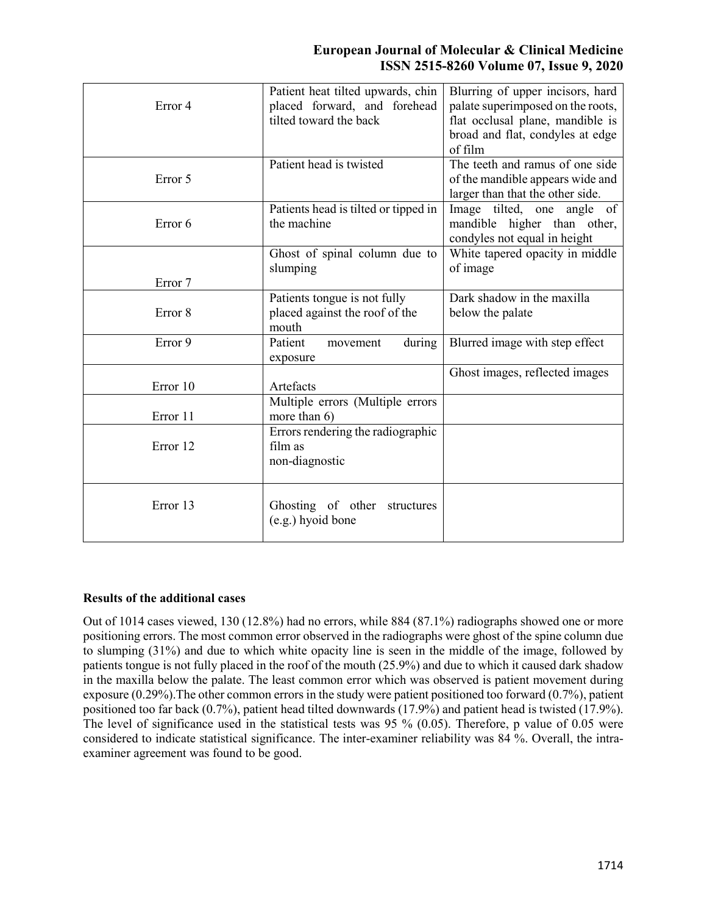| | | |
|---|---|---|
| Error 4 | Patient heat tilted upwards, chin placed forward, and forehead tilted toward the back | Blurring of upper incisors, hard palate superimposed on the roots, flat occlusal plane, mandible is broad and flat, condyles at edge of film |
| Error 5 | Patient head is twisted | The teeth and ramus of one side of the mandible appears wide and larger than that the other side. |
| Error 6 | Patients head is tilted or tipped in the machine | Image tilted, one angle of mandible higher than other, condyles not equal in height |
| Error 7 | Ghost of spinal column due to slumping | White tapered opacity in middle of image |
| Error 8 | Patients tongue is not fully placed against the roof of the mouth | Dark shadow in the maxilla below the palate |
| Error 9 | Patient movement during exposure | Blurred image with step effect |
| Error 10 | Artefacts | Ghost images, reflected images |
| Error 11 | Multiple errors (Multiple errors more than 6) | |
| Error 12 | Errors rendering the radiographic film as non-diagnostic | |
| Error 13 | Ghosting of other structures (e.g.) hyoid bone | |

**Results of the additional cases**

Out of 1014 cases viewed, 130 (12.8%) had no errors, while 884 (87.1%) radiographs showed one or more positioning errors. The most common error observed in the radiographs were ghost of the spine column due to slumping (31%) and due to which white opacity line is seen in the middle of the image, followed by patients tongue is not fully placed in the roof of the mouth (25.9%) and due to which it caused dark shadow in the maxilla below the palate. The least common error which was observed is patient movement during exposure (0.29%).The other common errors in the study were patient positioned too forward (0.7%), patient positioned too far back (0.7%), patient head tilted downwards (17.9%) and patient head is twisted (17.9%). The level of significance used in the statistical tests was 95 % (0.05). Therefore, p value of 0.05 were considered to indicate statistical significance. The inter-examiner reliability was 84 %. Overall, the intra-examiner agreement was found to be good.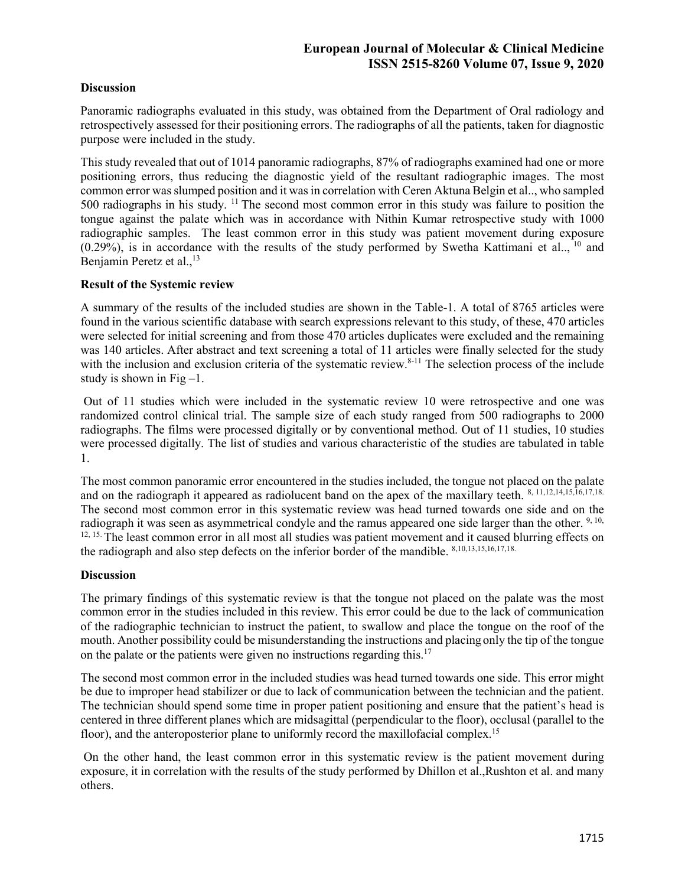### Discussion

Panoramic radiographs evaluated in this study, was obtained from the Department of Oral radiology and retrospectively assessed for their positioning errors. The radiographs of all the patients, taken for diagnostic purpose were included in the study.

This study revealed that out of 1014 panoramic radiographs, 87% of radiographs examined had one or more positioning errors, thus reducing the diagnostic yield of the resultant radiographic images. The most common error was slumped position and it was in correlation with Ceren Aktuna Belgin et al.., who sampled 500 radiographs in his study. [11] The second most common error in this study was failure to position the tongue against the palate which was in accordance with Nithin Kumar retrospective study with 1000 radiographic samples. The least common error in this study was patient movement during exposure (0.29%), is in accordance with the results of the study performed by Swetha Kattimani et al.., [10] and Benjamin Peretz et al.,[13]

### Result of the Systemic review

A summary of the results of the included studies are shown in the Table-1. A total of 8765 articles were found in the various scientific database with search expressions relevant to this study, of these, 470 articles were selected for initial screening and from those 470 articles duplicates were excluded and the remaining was 140 articles. After abstract and text screening a total of 11 articles were finally selected for the study with the inclusion and exclusion criteria of the systematic review.[8-11] The selection process of the include study is shown in Fig –1.

Out of 11 studies which were included in the systematic review 10 were retrospective and one was randomized control clinical trial. The sample size of each study ranged from 500 radiographs to 2000 radiographs. The films were processed digitally or by conventional method. Out of 11 studies, 10 studies were processed digitally. The list of studies and various characteristic of the studies are tabulated in table 1.

The most common panoramic error encountered in the studies included, the tongue not placed on the palate and on the radiograph it appeared as radiolucent band on the apex of the maxillary teeth. [8, 11,12,14,15,16,17,18.] The second most common error in this systematic review was head turned towards one side and on the radiograph it was seen as asymmetrical condyle and the ramus appeared one side larger than the other. [9, 10, 12, 15.] The least common error in all most all studies was patient movement and it caused blurring effects on the radiograph and also step defects on the inferior border of the mandible. [8,10,13,15,16,17,18.]

### Discussion

The primary findings of this systematic review is that the tongue not placed on the palate was the most common error in the studies included in this review. This error could be due to the lack of communication of the radiographic technician to instruct the patient, to swallow and place the tongue on the roof of the mouth. Another possibility could be misunderstanding the instructions and placing only the tip of the tongue on the palate or the patients were given no instructions regarding this.[17]

The second most common error in the included studies was head turned towards one side. This error might be due to improper head stabilizer or due to lack of communication between the technician and the patient. The technician should spend some time in proper patient positioning and ensure that the patient's head is centered in three different planes which are midsagittal (perpendicular to the floor), occlusal (parallel to the floor), and the anteroposterior plane to uniformly record the maxillofacial complex.[15]

On the other hand, the least common error in this systematic review is the patient movement during exposure, it in correlation with the results of the study performed by Dhillon et al.,Rushton et al. and many others.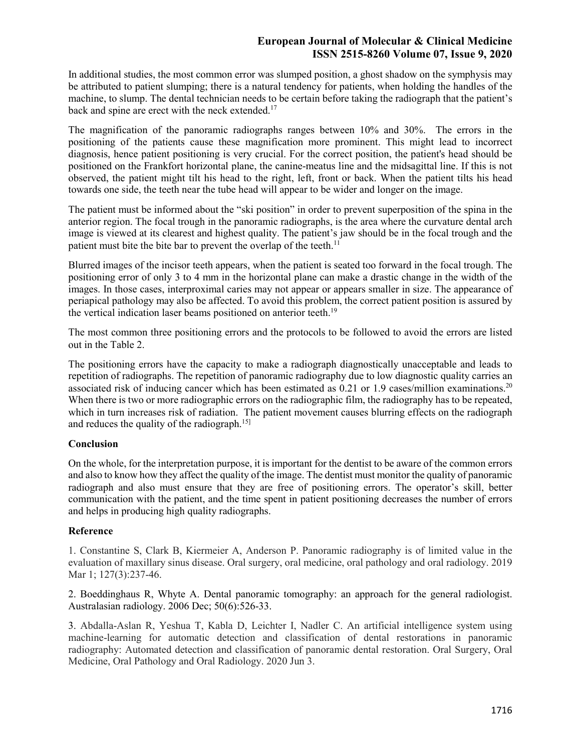In additional studies, the most common error was slumped position, a ghost shadow on the symphysis may be attributed to patient slumping; there is a natural tendency for patients, when holding the handles of the machine, to slump. The dental technician needs to be certain before taking the radiograph that the patient's back and spine are erect with the neck extended.[17]

The magnification of the panoramic radiographs ranges between 10% and 30%. The errors in the positioning of the patients cause these magnification more prominent. This might lead to incorrect diagnosis, hence patient positioning is very crucial. For the correct position, the patient's head should be positioned on the Frankfort horizontal plane, the canine-meatus line and the midsagittal line. If this is not observed, the patient might tilt his head to the right, left, front or back. When the patient tilts his head towards one side, the teeth near the tube head will appear to be wider and longer on the image.

The patient must be informed about the "ski position" in order to prevent superposition of the spina in the anterior region. The focal trough in the panoramic radiographs, is the area where the curvature dental arch image is viewed at its clearest and highest quality. The patient's jaw should be in the focal trough and the patient must bite the bite bar to prevent the overlap of the teeth.[11]

Blurred images of the incisor teeth appears, when the patient is seated too forward in the focal trough. The positioning error of only 3 to 4 mm in the horizontal plane can make a drastic change in the width of the images. In those cases, interproximal caries may not appear or appears smaller in size. The appearance of periapical pathology may also be affected. To avoid this problem, the correct patient position is assured by the vertical indication laser beams positioned on anterior teeth.[19]

The most common three positioning errors and the protocols to be followed to avoid the errors are listed out in the Table 2.

The positioning errors have the capacity to make a radiograph diagnostically unacceptable and leads to repetition of radiographs. The repetition of panoramic radiography due to low diagnostic quality carries an associated risk of inducing cancer which has been estimated as 0.21 or 1.9 cases/million examinations.[20] When there is two or more radiographic errors on the radiographic film, the radiography has to be repeated, which in turn increases risk of radiation. The patient movement causes blurring effects on the radiograph and reduces the quality of the radiograph.[15]

## Conclusion

On the whole, for the interpretation purpose, it is important for the dentist to be aware of the common errors and also to know how they affect the quality of the image. The dentist must monitor the quality of panoramic radiograph and also must ensure that they are free of positioning errors. The operator's skill, better communication with the patient, and the time spent in patient positioning decreases the number of errors and helps in producing high quality radiographs.

## Reference

1. Constantine S, Clark B, Kiermeier A, Anderson P. Panoramic radiography is of limited value in the evaluation of maxillary sinus disease. Oral surgery, oral medicine, oral pathology and oral radiology. 2019 Mar 1; 127(3):237-46.

2. Boeddinghaus R, Whyte A. Dental panoramic tomography: an approach for the general radiologist. Australasian radiology. 2006 Dec; 50(6):526-33.

3. Abdalla-Aslan R, Yeshua T, Kabla D, Leichter I, Nadler C. An artificial intelligence system using machine-learning for automatic detection and classification of dental restorations in panoramic radiography: Automated detection and classification of panoramic dental restoration. Oral Surgery, Oral Medicine, Oral Pathology and Oral Radiology. 2020 Jun 3.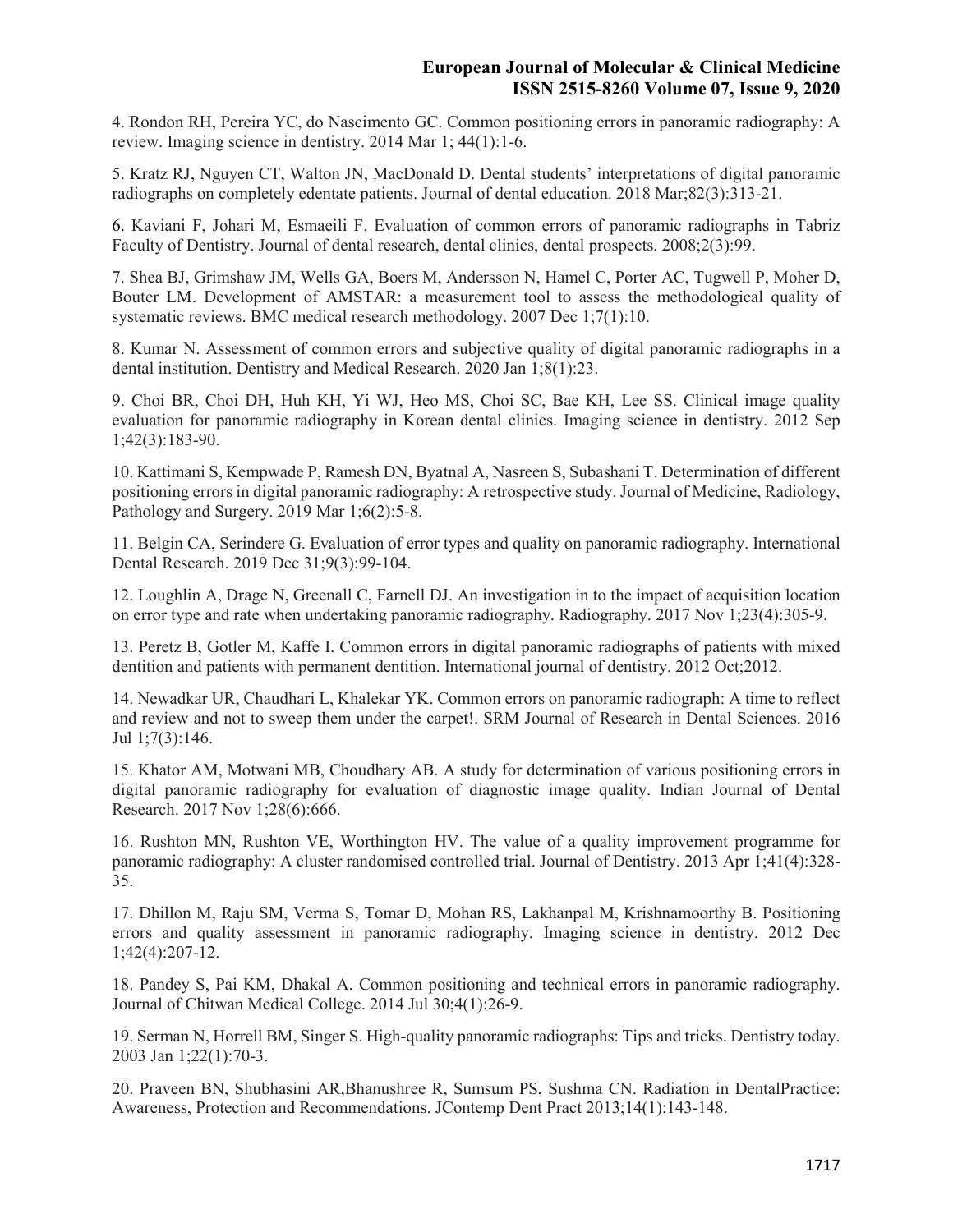4. Rondon RH, Pereira YC, do Nascimento GC. Common positioning errors in panoramic radiography: A review. Imaging science in dentistry. 2014 Mar 1; 44(1):1-6.

5. Kratz RJ, Nguyen CT, Walton JN, MacDonald D. Dental students' interpretations of digital panoramic radiographs on completely edentate patients. Journal of dental education. 2018 Mar;82(3):313-21.

6. Kaviani F, Johari M, Esmaeili F. Evaluation of common errors of panoramic radiographs in Tabriz Faculty of Dentistry. Journal of dental research, dental clinics, dental prospects. 2008;2(3):99.

7. Shea BJ, Grimshaw JM, Wells GA, Boers M, Andersson N, Hamel C, Porter AC, Tugwell P, Moher D, Bouter LM. Development of AMSTAR: a measurement tool to assess the methodological quality of systematic reviews. BMC medical research methodology. 2007 Dec 1;7(1):10.

8. Kumar N. Assessment of common errors and subjective quality of digital panoramic radiographs in a dental institution. Dentistry and Medical Research. 2020 Jan 1;8(1):23.

9. Choi BR, Choi DH, Huh KH, Yi WJ, Heo MS, Choi SC, Bae KH, Lee SS. Clinical image quality evaluation for panoramic radiography in Korean dental clinics. Imaging science in dentistry. 2012 Sep 1;42(3):183-90.

10. Kattimani S, Kempwade P, Ramesh DN, Byatnal A, Nasreen S, Subashani T. Determination of different positioning errors in digital panoramic radiography: A retrospective study. Journal of Medicine, Radiology, Pathology and Surgery. 2019 Mar 1;6(2):5-8.

11. Belgin CA, Serindere G. Evaluation of error types and quality on panoramic radiography. International Dental Research. 2019 Dec 31;9(3):99-104.

12. Loughlin A, Drage N, Greenall C, Farnell DJ. An investigation in to the impact of acquisition location on error type and rate when undertaking panoramic radiography. Radiography. 2017 Nov 1;23(4):305-9.

13. Peretz B, Gotler M, Kaffe I. Common errors in digital panoramic radiographs of patients with mixed dentition and patients with permanent dentition. International journal of dentistry. 2012 Oct;2012.

14. Newadkar UR, Chaudhari L, Khalekar YK. Common errors on panoramic radiograph: A time to reflect and review and not to sweep them under the carpet!. SRM Journal of Research in Dental Sciences. 2016 Jul 1;7(3):146.

15. Khator AM, Motwani MB, Choudhary AB. A study for determination of various positioning errors in digital panoramic radiography for evaluation of diagnostic image quality. Indian Journal of Dental Research. 2017 Nov 1;28(6):666.

16. Rushton MN, Rushton VE, Worthington HV. The value of a quality improvement programme for panoramic radiography: A cluster randomised controlled trial. Journal of Dentistry. 2013 Apr 1;41(4):328-35.

17. Dhillon M, Raju SM, Verma S, Tomar D, Mohan RS, Lakhanpal M, Krishnamoorthy B. Positioning errors and quality assessment in panoramic radiography. Imaging science in dentistry. 2012 Dec 1;42(4):207-12.

18. Pandey S, Pai KM, Dhakal A. Common positioning and technical errors in panoramic radiography. Journal of Chitwan Medical College. 2014 Jul 30;4(1):26-9.

19. Serman N, Horrell BM, Singer S. High-quality panoramic radiographs: Tips and tricks. Dentistry today. 2003 Jan 1;22(1):70-3.

20. Praveen BN, Shubhasini AR,Bhanushree R, Sumsum PS, Sushma CN. Radiation in DentalPractice: Awareness, Protection and Recommendations. JContemp Dent Pract 2013;14(1):143-148.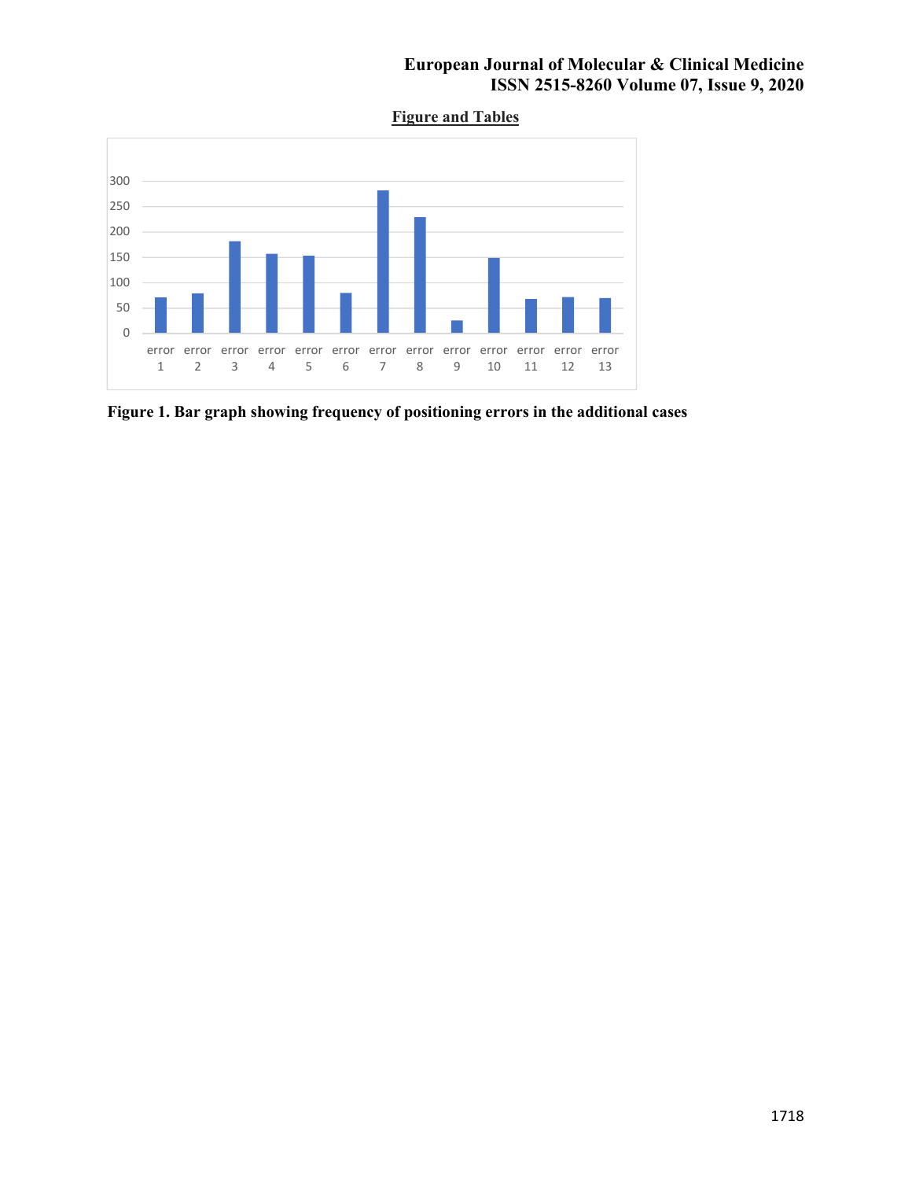## Figure and Tables

Figure 1. Bar graph showing frequency of positioning errors in the additional cases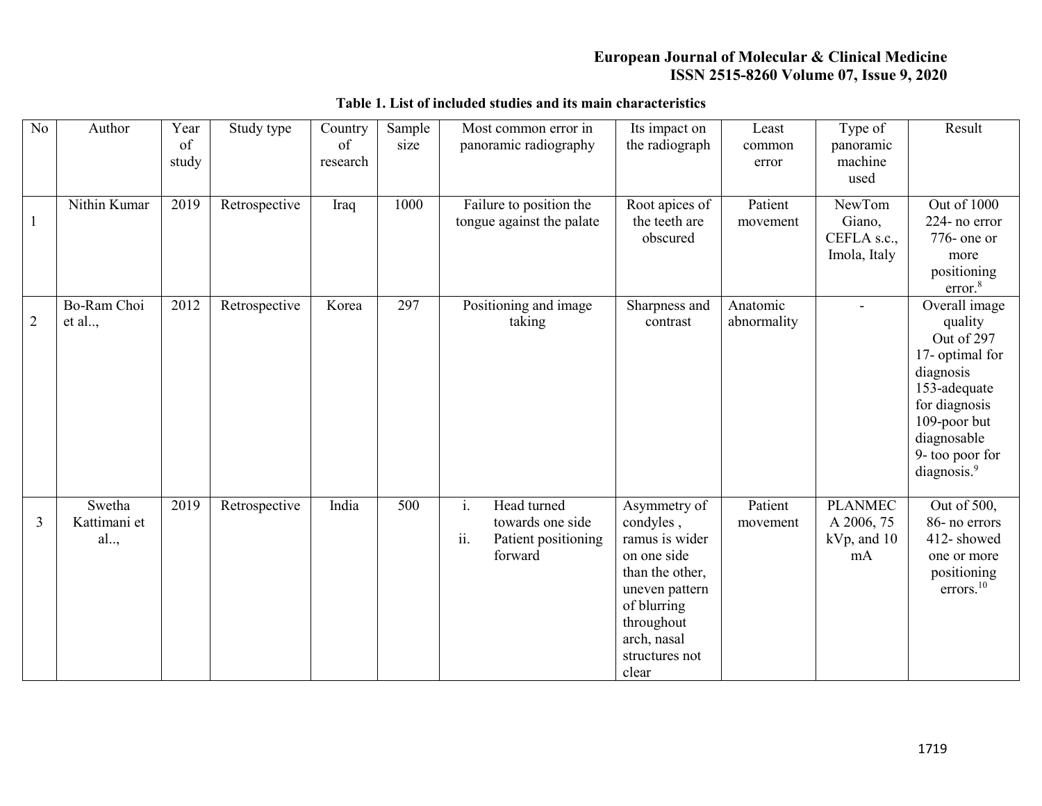**Table 1. List of included studies and its main characteristics**

| No | Author | Year of study | Study type | Country of research | Sample size | Most common error in panoramic radiography | Its impact on the radiograph | Least common error | Type of panoramic machine used | Result |
|---|---|---|---|---|---|---|---|---|---|---|
| 1 | Nithin Kumar | 2019 | Retrospective | Iraq | 1000 | Failure to position the tongue against the palate | Root apices of the teeth are obscured | Patient movement | NewTom Giano, CEFLA s.c., Imola, Italy | Out of 1000 224- no error 776- one or more positioning error.[8] |
| 2 | Bo-Ram Choi et al.., | 2012 | Retrospective | Korea | 297 | Positioning and image taking | Sharpness and contrast | Anatomic abnormality | - | Overall image quality Out of 297 17- optimal for diagnosis 153-adequate for diagnosis 109-poor but diagnosable 9- too poor for diagnosis.[9] |
| 3 | Swetha Kattimani et al.., | 2019 | Retrospective | India | 500 | i. Head turned towards one side ii. Patient positioning forward | Asymmetry of condyles , ramus is wider on one side than the other, uneven pattern of blurring throughout arch, nasal structures not clear | Patient movement | PLANMECA 2006, 75 kVp, and 10 mA | Out of 500, 86- no errors 412- showed one or more positioning errors.[10] |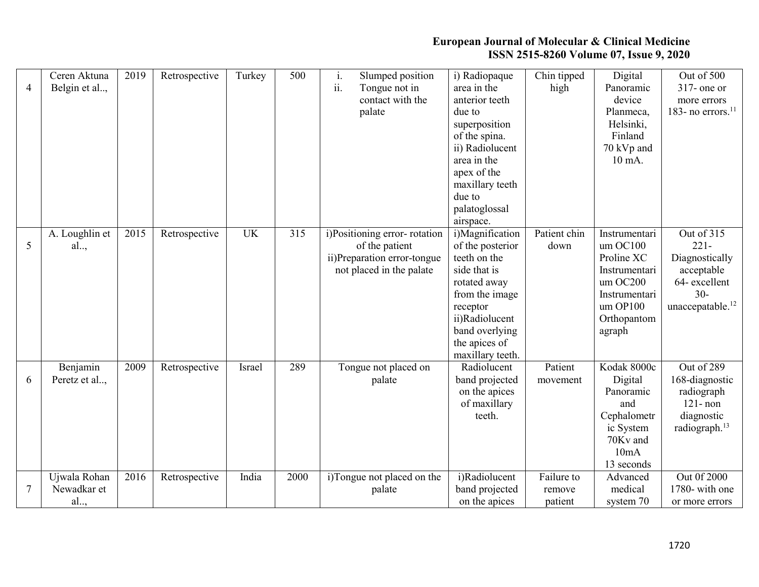| 4 | Ceren Aktuna Belgin et al.., | 2019 | Retrospective | Turkey | 500 | i. Slumped position<br>ii. Tongue not in contact with the palate | i) Radiopaque area in the anterior teeth due to superposition of the spina.<br>ii) Radiolucent area in the apex of the maxillary teeth due to palatoglossal airspace. | Chin tipped high | Digital Panoramic device Planmeca, Helsinki, Finland 70 kVp and 10 mA. | Out of 500 317- one or more errors 183- no errors.[11] |
|---|---|---|---|---|---|---|---|---|---|---|
| 5 | A. Loughlin et al.., | 2015 | Retrospective | UK | 315 | i)Positioning error- rotation of the patient<br>ii)Preparation error-tongue not placed in the palate | i)Magnification of the posterior teeth on the side that is rotated away from the image receptor<br>ii)Radiolucent band overlying the apices of maxillary teeth. | Patient chin down | Instrumentarium OC100 Proline XC Instrumentarium OC200 Instrumentarium OP100 Orthopantomagraph | Out of 315 221- Diagnostically acceptable 64- excellent 30- unaccepatable.[12] |
| 6 | Benjamin Peretz et al.., | 2009 | Retrospective | Israel | 289 | Tongue not placed on palate | Radiolucent band projected on the apices of maxillary teeth. | Patient movement | Kodak 8000c Digital Panoramic and Cephalometric System 70Kv and 10mA 13 seconds | Out of 289 168-diagnostic radiograph 121- non diagnostic radiograph.[13] |
| 7 | Ujwala Rohan Newadkar et al.., | 2016 | Retrospective | India | 2000 | i)Tongue not placed on the palate | i)Radiolucent band projected on the apices | Failure to remove patient | Advanced medical system 70 | Out 0f 2000 1780- with one or more errors |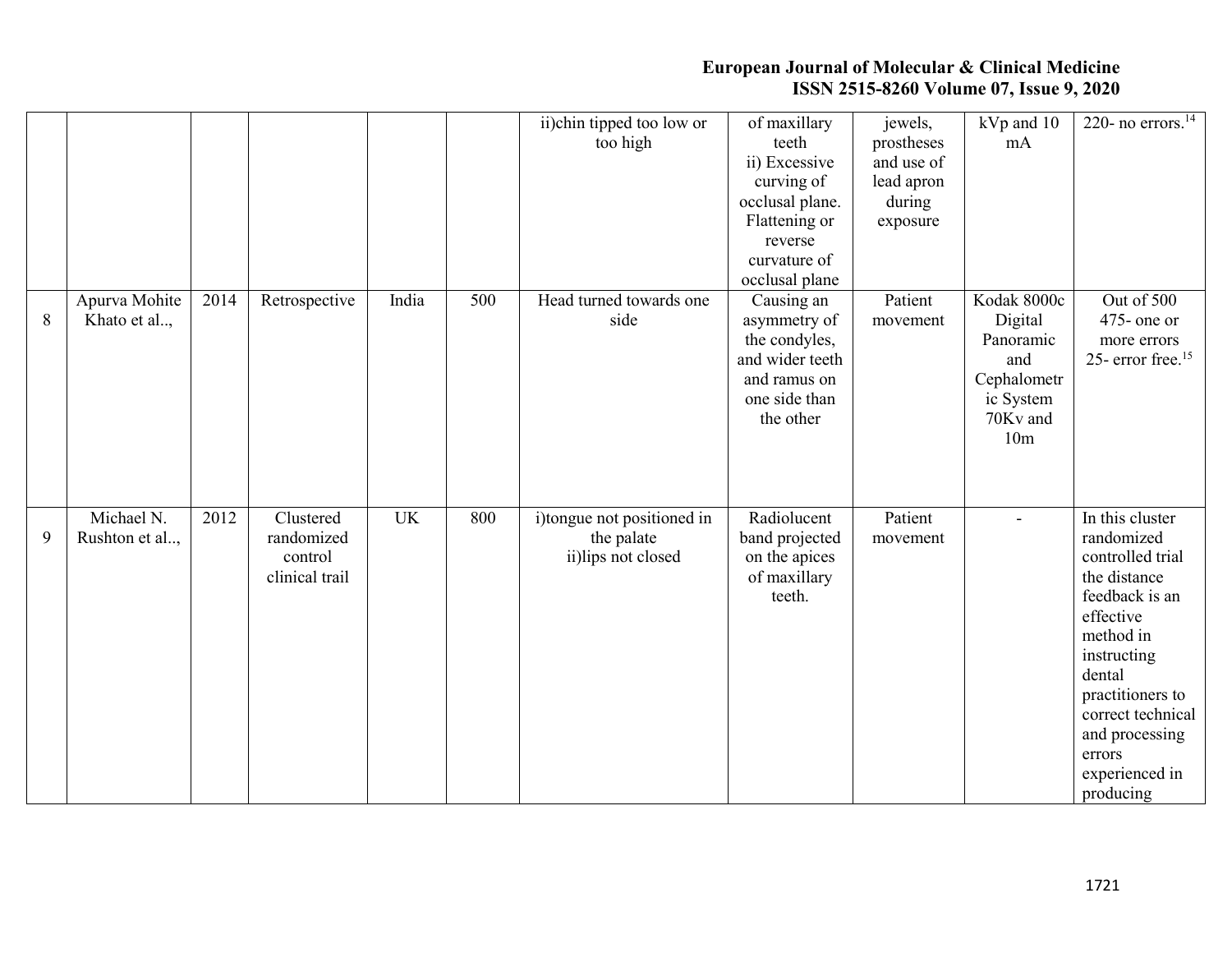|   |   |   |   |   |   | ii)chin tipped too low or too high | of maxillary teeth ii) Excessive curving of occlusal plane. Flattening or reverse curvature of occlusal plane | jewels, prostheses and use of lead apron during exposure | kVp and 10 mA | 220- no errors.[14] |
|---|---|---|---|---|---|---|---|---|---|---|
| 8 | Apurva Mohite Khato et al.., | 2014 | Retrospective | India | 500 | Head turned towards one side | Causing an asymmetry of the condyles, and wider teeth and ramus on one side than the other | Patient movement | Kodak 8000c Digital Panoramic and Cephalometric System 70Kv and 10m | Out of 500 475- one or more errors 25- error free.[15] |
| 9 | Michael N. Rushton et al.., | 2012 | Clustered randomized control clinical trail | UK | 800 | i)tongue not positioned in the palate ii)lips not closed | Radiolucent band projected on the apices of maxillary teeth. | Patient movement | - | In this cluster randomized controlled trial the distance feedback is an effective method in instructing dental practitioners to correct technical and processing errors experienced in producing |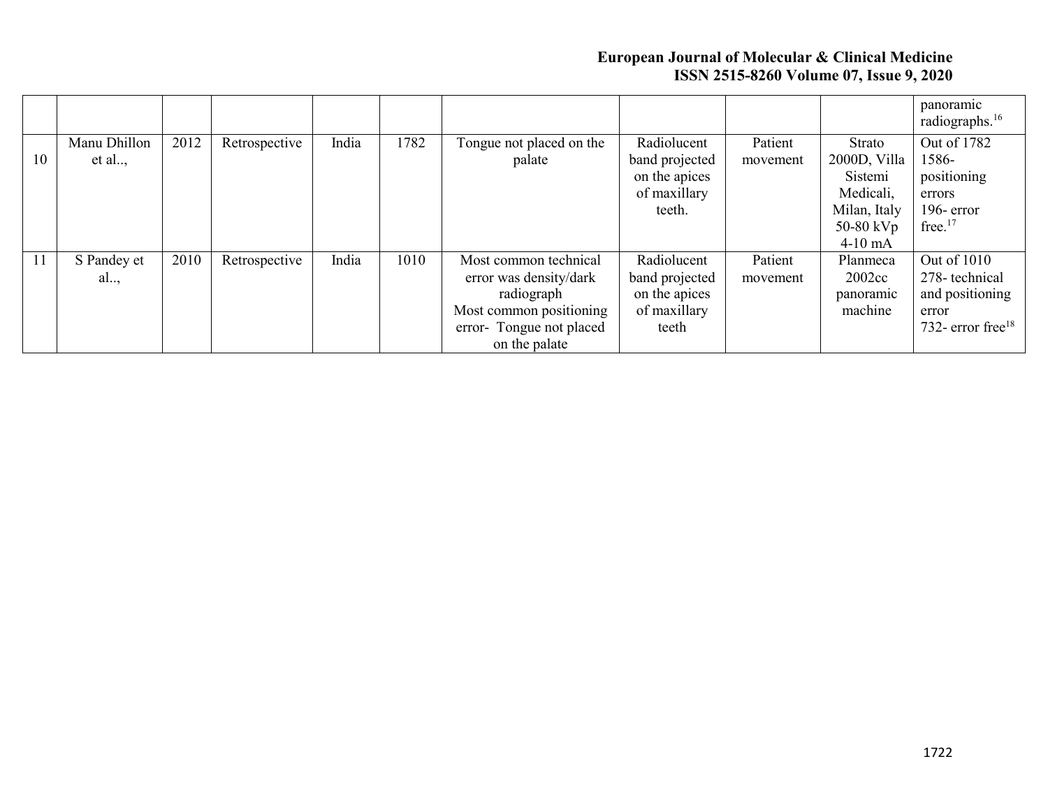| | | | | | | | | | | |
|---|---|---|---|---|---|---|---|---|---|---|
| | | | | | | | | | | panoramic radiographs.[16] |
| 10 | Manu Dhillon et al.., | 2012 | Retrospective | India | 1782 | Tongue not placed on the palate | Radiolucent band projected on the apices of maxillary teeth. | Patient movement | Strato 2000D, Villa Sistemi Medicali, Milan, Italy 50-80 kVp 4-10 mA | Out of 1782 1586- positioning errors 196- error free.[17] |
| 11 | S Pandey et al.., | 2010 | Retrospective | India | 1010 | Most common technical error was density/dark radiograph Most common positioning error- Tongue not placed on the palate | Radiolucent band projected on the apices of maxillary teeth | Patient movement | Planmeca 2002cc panoramic machine | Out of 1010 278- technical and positioning error 732- error free[18] |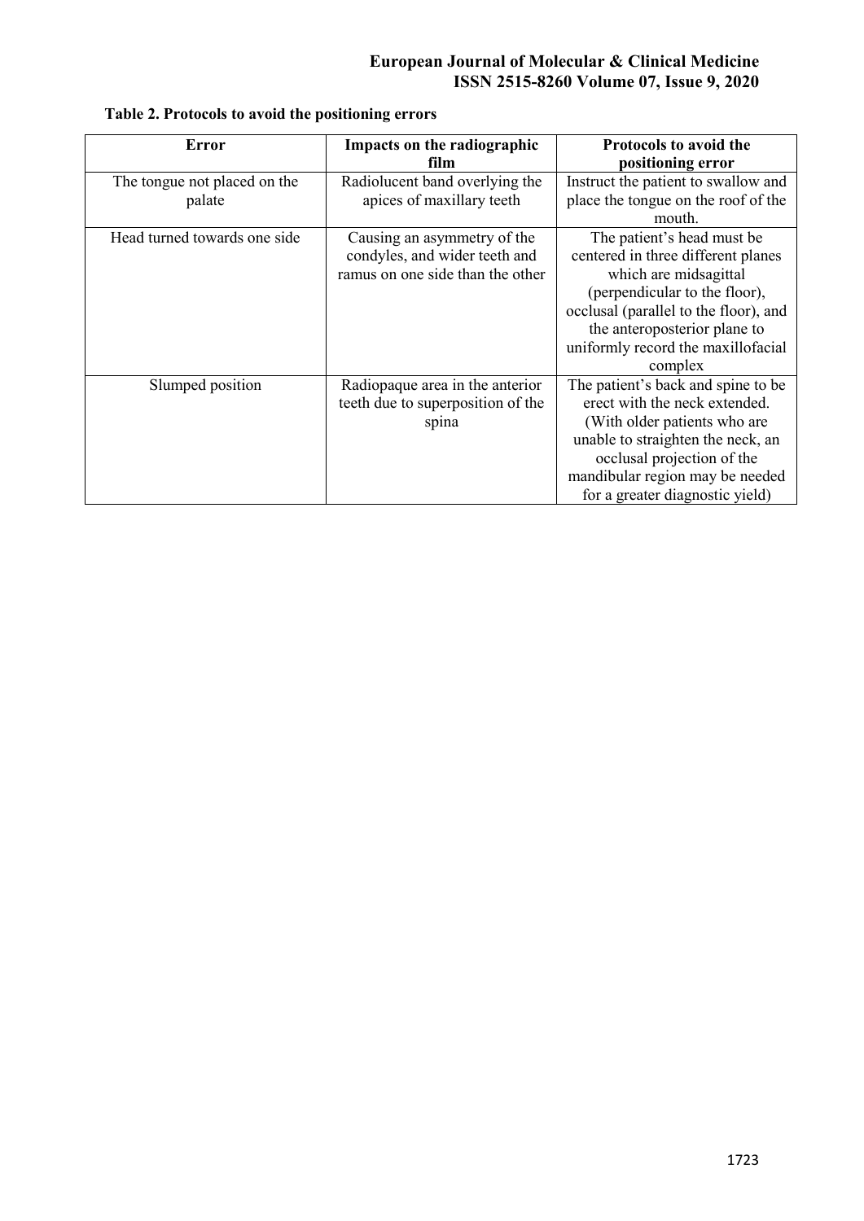**Table 2. Protocols to avoid the positioning errors**

| Error | Impacts on the radiographic film | Protocols to avoid the positioning error |
|---|---|---|
| The tongue not placed on the palate | Radiolucent band overlying the apices of maxillary teeth | Instruct the patient to swallow and place the tongue on the roof of the mouth. |
| Head turned towards one side | Causing an asymmetry of the condyles, and wider teeth and ramus on one side than the other | The patient's head must be centered in three different planes which are midsagittal (perpendicular to the floor), occlusal (parallel to the floor), and the anteroposterior plane to uniformly record the maxillofacial complex |
| Slumped position | Radiopaque area in the anterior teeth due to superposition of the spina | The patient's back and spine to be erect with the neck extended. (With older patients who are unable to straighten the neck, an occlusal projection of the mandibular region may be needed for a greater diagnostic yield) |